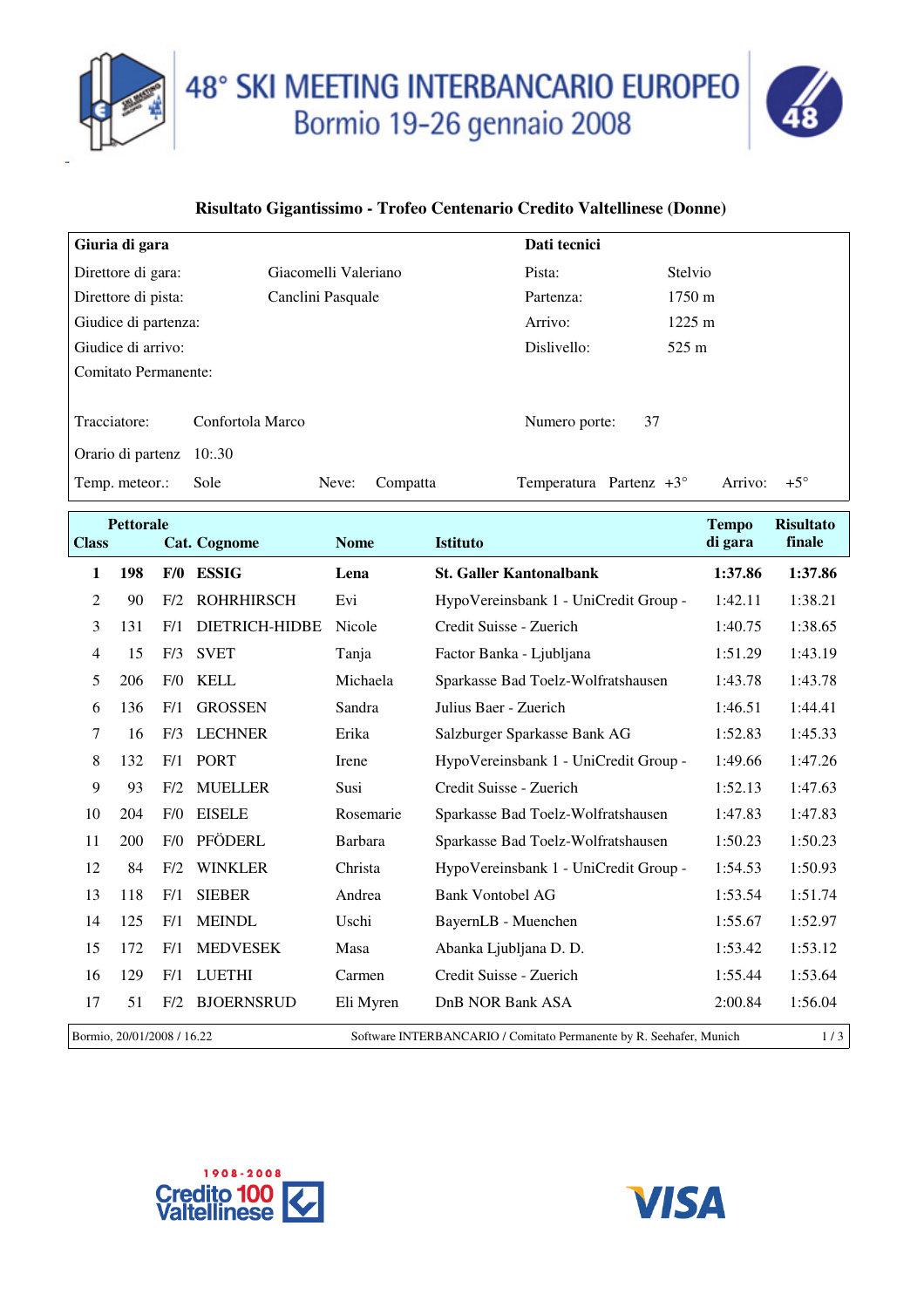# 48° SKI MEETING INTERBANCARIO EUROPEO
## Bormio 19-26 gennaio 2008

### Risultato Gigantissimo - Trofeo Centenario Credito Valtellinese (Donne)

| **Giuria di gara** | | **Dati tecnici** | |
|---|---|---|---|
| Direttore di gara: | Giacomelli Valeriano | Pista: | Stelvio |
| Direttore di pista: | Canclini Pasquale | Partenza: | 1750 m |
| Giudice di partenza: | | Arrivo: | 1225 m |
| Giudice di arrivo: | | Dislivello: | 525 m |
| Comitato Permanente: | | | |
| Tracciatore: | Confortola Marco | Numero porte: | 37 |
| Orario di partenz | 10:.30 | | |
| Temp. meteor.: | Sole | Neve: | Compatta |
| Temperatura | Partenz +3° | Arrivo: | +5° |

| Class | Pettorale | Cat. | Cognome | Nome | Istituto | Tempo di gara | Risultato finale |
|---|---|---|---|---|---|---|---|
| **1** | **198** | **F/0** | **ESSIG** | **Lena** | **St. Galler Kantonalbank** | **1:37.86** | **1:37.86** |
| 2 | 90 | F/2 | ROHRHIRSCH | Evi | HypoVereinsbank 1 - UniCredit Group - | 1:42.11 | 1:38.21 |
| 3 | 131 | F/1 | DIETRICH-HIDBE | Nicole | Credit Suisse - Zuerich | 1:40.75 | 1:38.65 |
| 4 | 15 | F/3 | SVET | Tanja | Factor Banka - Ljubljana | 1:51.29 | 1:43.19 |
| 5 | 206 | F/0 | KELL | Michaela | Sparkasse Bad Toelz-Wolfratshausen | 1:43.78 | 1:43.78 |
| 6 | 136 | F/1 | GROSSEN | Sandra | Julius Baer - Zuerich | 1:46.51 | 1:44.41 |
| 7 | 16 | F/3 | LECHNER | Erika | Salzburger Sparkasse Bank AG | 1:52.83 | 1:45.33 |
| 8 | 132 | F/1 | PORT | Irene | HypoVereinsbank 1 - UniCredit Group - | 1:49.66 | 1:47.26 |
| 9 | 93 | F/2 | MUELLER | Susi | Credit Suisse - Zuerich | 1:52.13 | 1:47.63 |
| 10 | 204 | F/0 | EISELE | Rosemarie | Sparkasse Bad Toelz-Wolfratshausen | 1:47.83 | 1:47.83 |
| 11 | 200 | F/0 | PFÖDERL | Barbara | Sparkasse Bad Toelz-Wolfratshausen | 1:50.23 | 1:50.23 |
| 12 | 84 | F/2 | WINKLER | Christa | HypoVereinsbank 1 - UniCredit Group - | 1:54.53 | 1:50.93 |
| 13 | 118 | F/1 | SIEBER | Andrea | Bank Vontobel AG | 1:53.54 | 1:51.74 |
| 14 | 125 | F/1 | MEINDL | Uschi | BayernLB - Muenchen | 1:55.67 | 1:52.97 |
| 15 | 172 | F/1 | MEDVESEK | Masa | Abanka Ljubljana D. D. | 1:53.42 | 1:53.12 |
| 16 | 129 | F/1 | LUETHI | Carmen | Credit Suisse - Zuerich | 1:55.44 | 1:53.64 |
| 17 | 51 | F/2 | BJOERNSRUD | Eli Myren | DnB NOR Bank ASA | 2:00.84 | 1:56.04 |

Bormio, 20/01/2008 / 16.22 — Software INTERBANCARIO / Comitato Permanente by R. Seehafer, Munich

1908-2008 Credito Valtellinese 100

VISA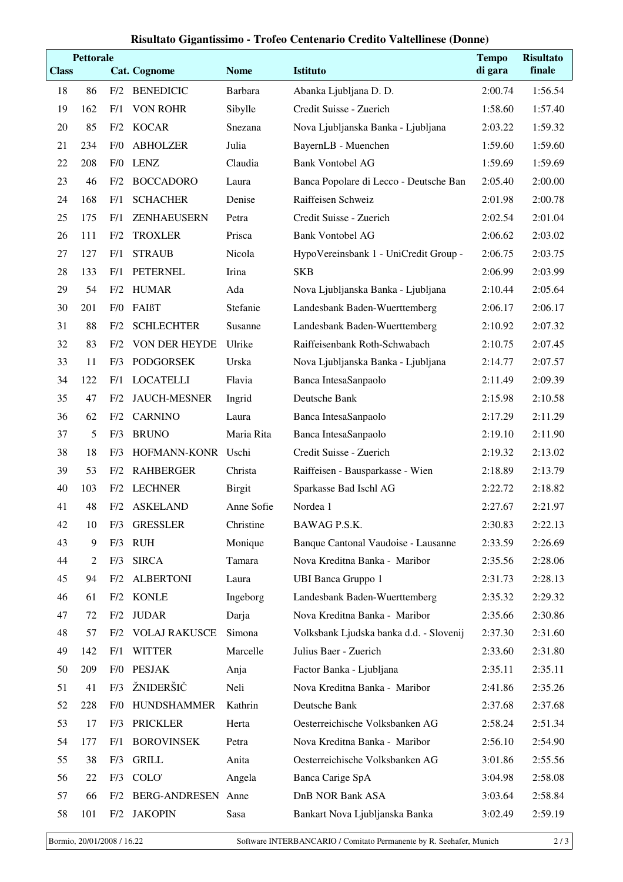# Risultato Gigantissimo - Trofeo Centenario Credito Valtellinese (Donne)

| Class | Pettorale | Cat. | Cognome | Nome | Istituto | Tempo di gara | Risultato finale |
|---|---|---|---|---|---|---|---|
| 18 | 86 | F/2 | BENEDICIC | Barbara | Abanka Ljubljana D. D. | 2:00.74 | 1:56.54 |
| 19 | 162 | F/1 | VON ROHR | Sibylle | Credit Suisse - Zuerich | 1:58.60 | 1:57.40 |
| 20 | 85 | F/2 | KOCAR | Snezana | Nova Ljubljanska Banka - Ljubljana | 2:03.22 | 1:59.32 |
| 21 | 234 | F/0 | ABHOLZER | Julia | BayernLB - Muenchen | 1:59.60 | 1:59.60 |
| 22 | 208 | F/0 | LENZ | Claudia | Bank Vontobel AG | 1:59.69 | 1:59.69 |
| 23 | 46 | F/2 | BOCCADORO | Laura | Banca Popolare di Lecco - Deutsche Ban | 2:05.40 | 2:00.00 |
| 24 | 168 | F/1 | SCHACHER | Denise | Raiffeisen Schweiz | 2:01.98 | 2:00.78 |
| 25 | 175 | F/1 | ZENHAEUSERN | Petra | Credit Suisse - Zuerich | 2:02.54 | 2:01.04 |
| 26 | 111 | F/2 | TROXLER | Prisca | Bank Vontobel AG | 2:06.62 | 2:03.02 |
| 27 | 127 | F/1 | STRAUB | Nicola | HypoVereinsbank 1 - UniCredit Group - | 2:06.75 | 2:03.75 |
| 28 | 133 | F/1 | PETERNEL | Irina | SKB | 2:06.99 | 2:03.99 |
| 29 | 54 | F/2 | HUMAR | Ada | Nova Ljubljanska Banka - Ljubljana | 2:10.44 | 2:05.64 |
| 30 | 201 | F/0 | FAIßT | Stefanie | Landesbank Baden-Wuerttemberg | 2:06.17 | 2:06.17 |
| 31 | 88 | F/2 | SCHLECHTER | Susanne | Landesbank Baden-Wuerttemberg | 2:10.92 | 2:07.32 |
| 32 | 83 | F/2 | VON DER HEYDE | Ulrike | Raiffeisenbank Roth-Schwabach | 2:10.75 | 2:07.45 |
| 33 | 11 | F/3 | PODGORSEK | Urska | Nova Ljubljanska Banka - Ljubljana | 2:14.77 | 2:07.57 |
| 34 | 122 | F/1 | LOCATELLI | Flavia | Banca IntesaSanpaolo | 2:11.49 | 2:09.39 |
| 35 | 47 | F/2 | JAUCH-MESNER | Ingrid | Deutsche Bank | 2:15.98 | 2:10.58 |
| 36 | 62 | F/2 | CARNINO | Laura | Banca IntesaSanpaolo | 2:17.29 | 2:11.29 |
| 37 | 5 | F/3 | BRUNO | Maria Rita | Banca IntesaSanpaolo | 2:19.10 | 2:11.90 |
| 38 | 18 | F/3 | HOFMANN-KONR | Uschi | Credit Suisse - Zuerich | 2:19.32 | 2:13.02 |
| 39 | 53 | F/2 | RAHBERGER | Christa | Raiffeisen - Bausparkasse - Wien | 2:18.89 | 2:13.79 |
| 40 | 103 | F/2 | LECHNER | Birgit | Sparkasse Bad Ischl AG | 2:22.72 | 2:18.82 |
| 41 | 48 | F/2 | ASKELAND | Anne Sofie | Nordea 1 | 2:27.67 | 2:21.97 |
| 42 | 10 | F/3 | GRESSLER | Christine | BAWAG P.S.K. | 2:30.83 | 2:22.13 |
| 43 | 9 | F/3 | RUH | Monique | Banque Cantonal Vaudoise - Lausanne | 2:33.59 | 2:26.69 |
| 44 | 2 | F/3 | SIRCA | Tamara | Nova Kreditna Banka - Maribor | 2:35.56 | 2:28.06 |
| 45 | 94 | F/2 | ALBERTONI | Laura | UBI Banca Gruppo 1 | 2:31.73 | 2:28.13 |
| 46 | 61 | F/2 | KONLE | Ingeborg | Landesbank Baden-Wuerttemberg | 2:35.32 | 2:29.32 |
| 47 | 72 | F/2 | JUDAR | Darja | Nova Kreditna Banka - Maribor | 2:35.66 | 2:30.86 |
| 48 | 57 | F/2 | VOLAJ RAKUSCE | Simona | Volksbank Ljudska banka d.d. - Slovenij | 2:37.30 | 2:31.60 |
| 49 | 142 | F/1 | WITTER | Marcelle | Julius Baer - Zuerich | 2:33.60 | 2:31.80 |
| 50 | 209 | F/0 | PESJAK | Anja | Factor Banka - Ljubljana | 2:35.11 | 2:35.11 |
| 51 | 41 | F/3 | ŽNIDERŠIČ | Neli | Nova Kreditna Banka - Maribor | 2:41.86 | 2:35.26 |
| 52 | 228 | F/0 | HUNDSHAMMER | Kathrin | Deutsche Bank | 2:37.68 | 2:37.68 |
| 53 | 17 | F/3 | PRICKLER | Herta | Oesterreichische Volksbanken AG | 2:58.24 | 2:51.34 |
| 54 | 177 | F/1 | BOROVINSEK | Petra | Nova Kreditna Banka - Maribor | 2:56.10 | 2:54.90 |
| 55 | 38 | F/3 | GRILL | Anita | Oesterreichische Volksbanken AG | 3:01.86 | 2:55.56 |
| 56 | 22 | F/3 | COLO' | Angela | Banca Carige SpA | 3:04.98 | 2:58.08 |
| 57 | 66 | F/2 | BERG-ANDRESEN | Anne | DnB NOR Bank ASA | 3:03.64 | 2:58.84 |
| 58 | 101 | F/2 | JAKOPIN | Sasa | Bankart Nova Ljubljanska Banka | 3:02.49 | 2:59.19 |

Bormio, 20/01/2008 / 16.22 — Software INTERBANCARIO / Comitato Permanente by R. Seehafer, Munich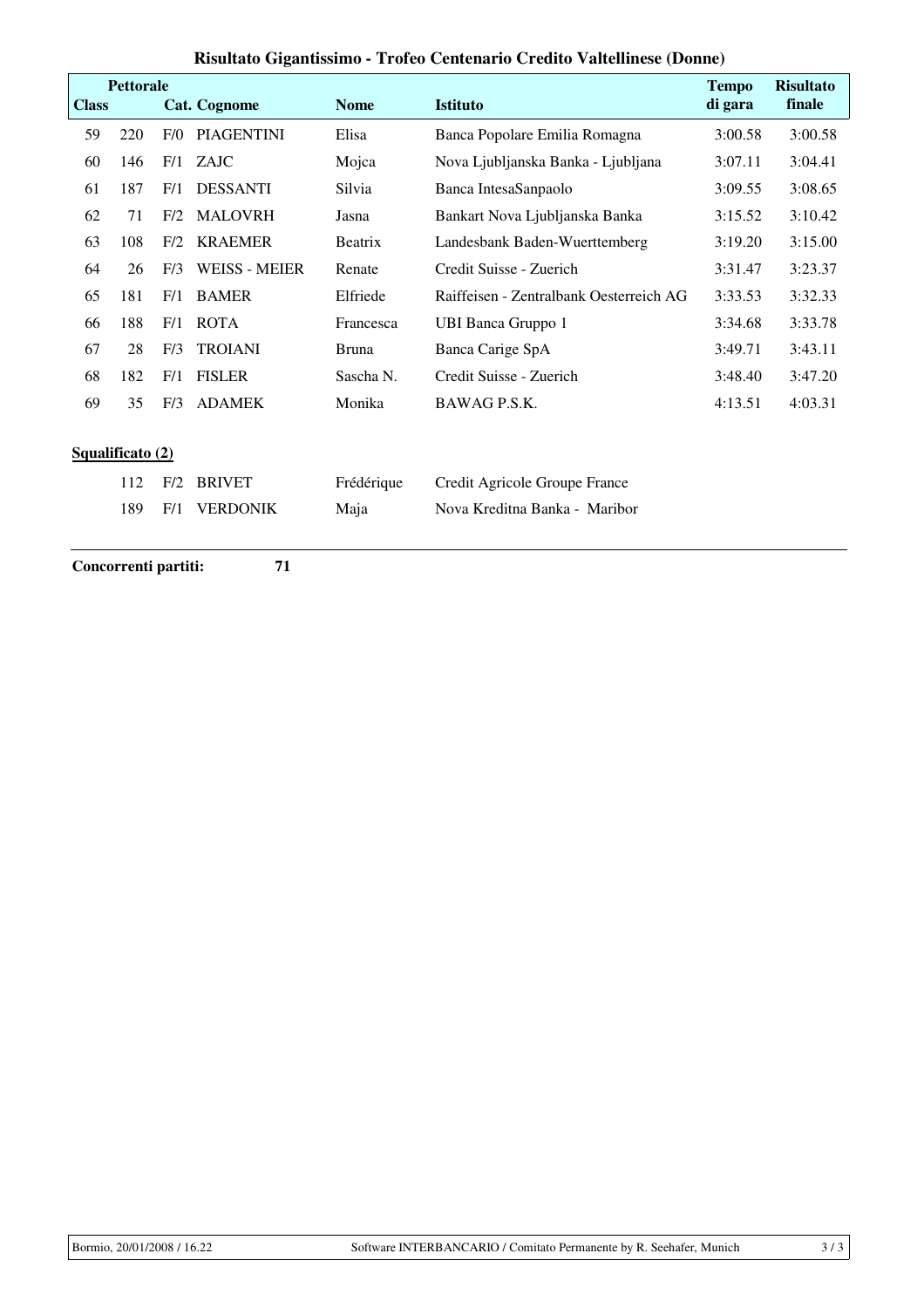**Risultato Gigantissimo - Trofeo Centenario Credito Valtellinese (Donne)**

| Class | Pettorale | Cat. | Cognome | Nome | Istituto | Tempo di gara | Risultato finale |
|---|---|---|---|---|---|---|---|
| 59 | 220 | F/0 | PIAGENTINI | Elisa | Banca Popolare Emilia Romagna | 3:00.58 | 3:00.58 |
| 60 | 146 | F/1 | ZAJC | Mojca | Nova Ljubljanska Banka - Ljubljana | 3:07.11 | 3:04.41 |
| 61 | 187 | F/1 | DESSANTI | Silvia | Banca IntesaSanpaolo | 3:09.55 | 3:08.65 |
| 62 | 71 | F/2 | MALOVRH | Jasna | Bankart Nova Ljubljanska Banka | 3:15.52 | 3:10.42 |
| 63 | 108 | F/2 | KRAEMER | Beatrix | Landesbank Baden-Wuerttemberg | 3:19.20 | 3:15.00 |
| 64 | 26 | F/3 | WEISS - MEIER | Renate | Credit Suisse - Zuerich | 3:31.47 | 3:23.37 |
| 65 | 181 | F/1 | BAMER | Elfriede | Raiffeisen - Zentralbank Oesterreich AG | 3:33.53 | 3:32.33 |
| 66 | 188 | F/1 | ROTA | Francesca | UBI Banca Gruppo 1 | 3:34.68 | 3:33.78 |
| 67 | 28 | F/3 | TROIANI | Bruna | Banca Carige SpA | 3:49.71 | 3:43.11 |
| 68 | 182 | F/1 | FISLER | Sascha N. | Credit Suisse - Zuerich | 3:48.40 | 3:47.20 |
| 69 | 35 | F/3 | ADAMEK | Monika | BAWAG P.S.K. | 4:13.51 | 4:03.31 |

**Squalificato (2)**

| Pettorale | Cat. | Cognome | Nome | Istituto |
|---|---|---|---|---|
| 112 | F/2 | BRIVET | Frédérique | Credit Agricole Groupe France |
| 189 | F/1 | VERDONIK | Maja | Nova Kreditna Banka - Maribor |

**Concorrenti partiti:** **71**

Bormio, 20/01/2008 / 16.22 — Software INTERBANCARIO / Comitato Permanente by R. Seehafer, Munich